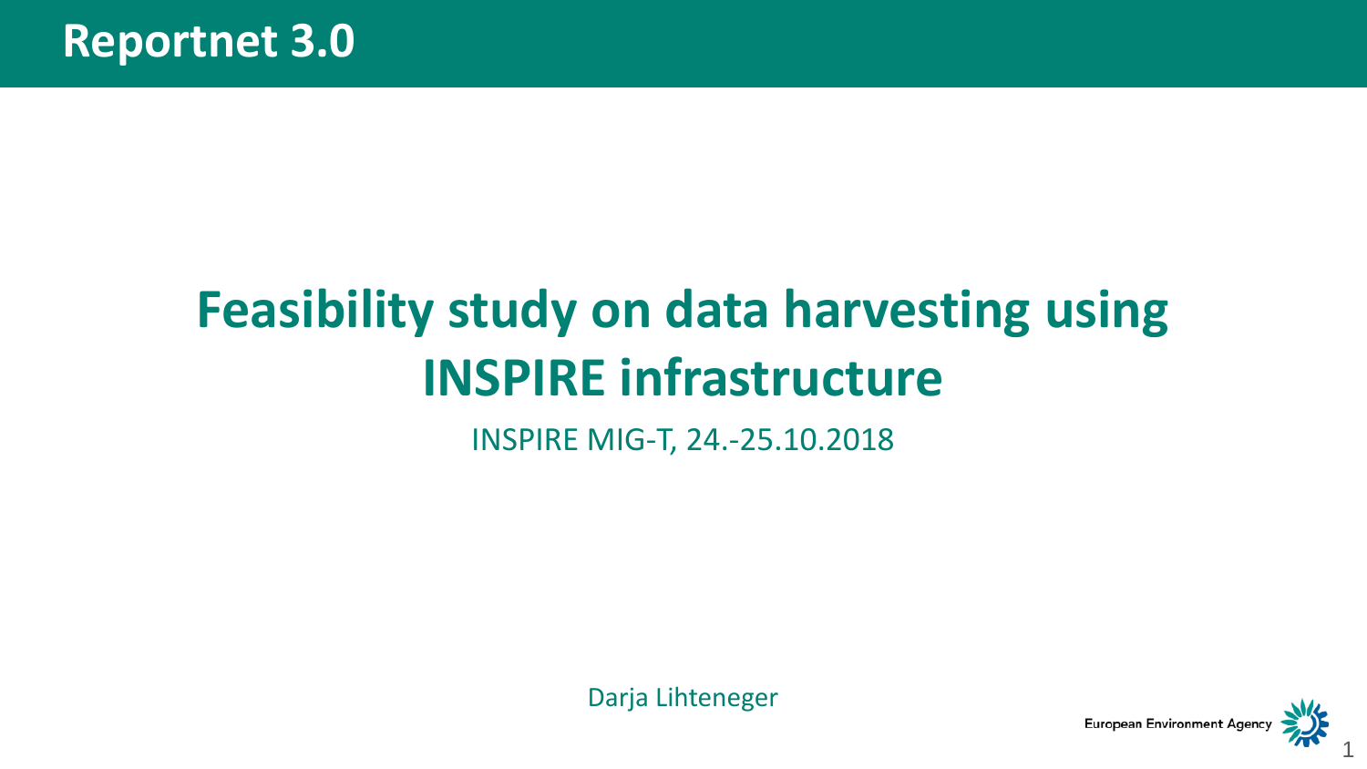# Reportnet 3.0

## Feasibility study on data harvesting using INSPIRE infrastructure

INSPIRE MIG-T, 24.-25.10.2018

Darja Lihteneger

European Environment Agency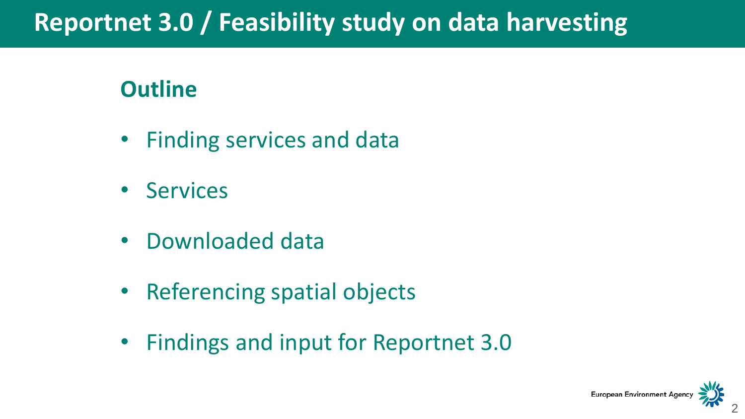# Reportnet 3.0 / Feasibility study on data harvesting

## Outline

- Finding services and data
- Services
- Downloaded data
- Referencing spatial objects
- Findings and input for Reportnet 3.0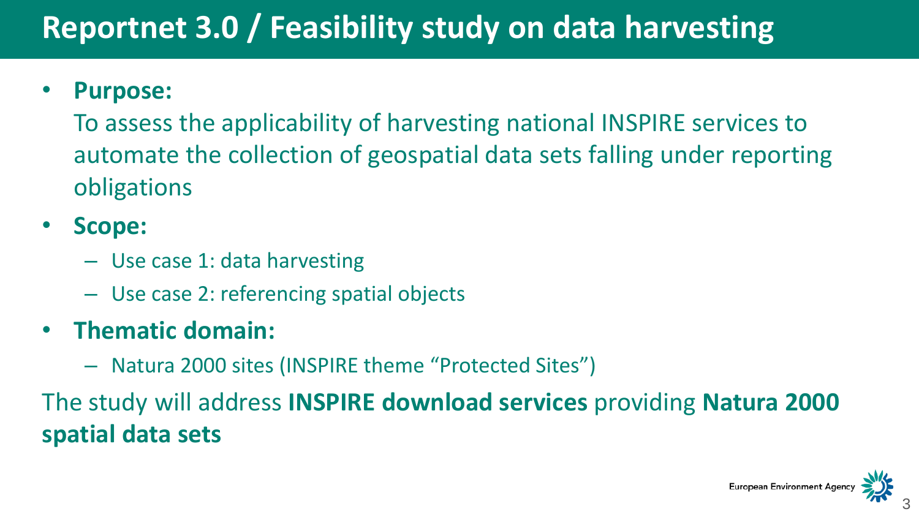# Reportnet 3.0 / Feasibility study on data harvesting

- **Purpose:**

  To assess the applicability of harvesting national INSPIRE services to automate the collection of geospatial data sets falling under reporting obligations

- **Scope:**
  - Use case 1: data harvesting
  - Use case 2: referencing spatial objects

- **Thematic domain:**
  - Natura 2000 sites (INSPIRE theme "Protected Sites")

The study will address **INSPIRE download services** providing **Natura 2000 spatial data sets**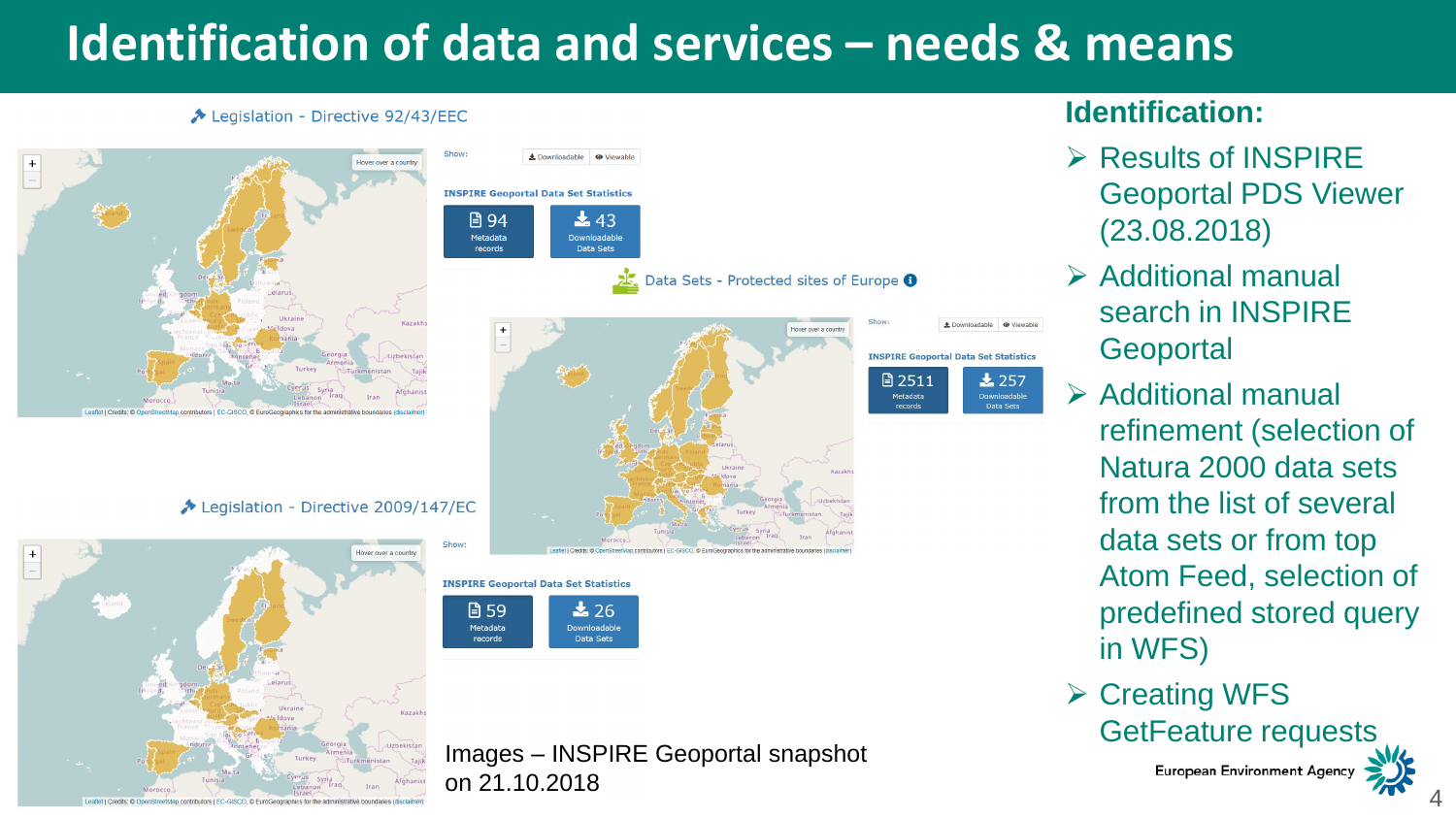# Identification of data and services – needs & means

Legislation - Directive 92/43/EEC

INSPIRE Geoportal Data Set Statistics

- 94 Metadata records
- 43 Downloadable Data Sets

Data Sets - Protected sites of Europe

INSPIRE Geoportal Data Set Statistics

- 2511 Metadata records
- 257 Downloadable Data Sets

Legislation - Directive 2009/147/EC

INSPIRE Geoportal Data Set Statistics

- 59 Metadata records
- 26 Downloadable Data Sets

Images – INSPIRE Geoportal snapshot on 21.10.2018

## Identification:

- Results of INSPIRE Geoportal PDS Viewer (23.08.2018)
- Additional manual search in INSPIRE Geoportal
- Additional manual refinement (selection of Natura 2000 data sets from the list of several data sets or from top Atom Feed, selection of predefined stored query in WFS)
- Creating WFS GetFeature requests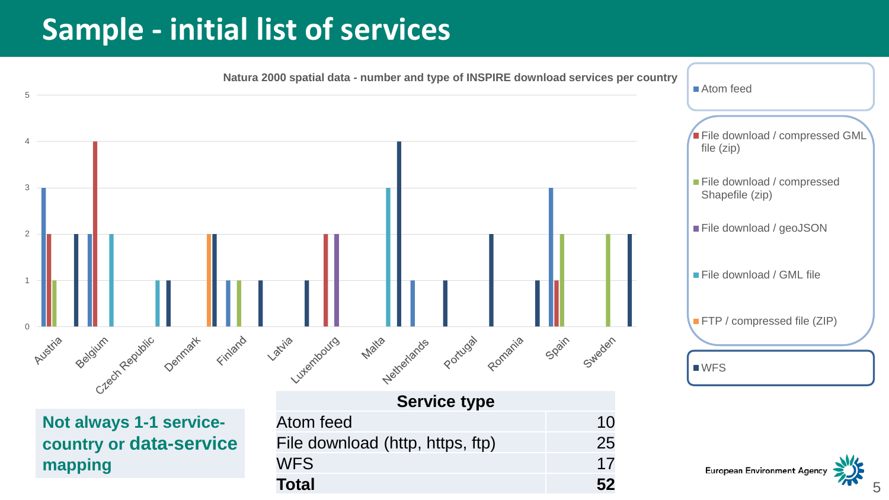# Sample - initial list of services

**Natura 2000 spatial data - number and type of INSPIRE download services per country**

| Country | Atom feed | File download / compressed GML file (zip) | File download / compressed Shapefile (zip) | File download / geoJSON | File download / GML file | FTP / compressed file (ZIP) | WFS |
|---|---|---|---|---|---|---|---|
| Austria | 3 | 2 | 1 | | | | 2 |
| Belgium | 2 | 4 | | | 2 | | |
| Czech Republic | | | | | 1 | | 1 |
| Denmark | | | | | | 2 | 2 |
| Finland | 1 | | 1 | | | | 1 |
| Latvia | | | | | | | 1 |
| Luxembourg | | 2 | | 2 | | | |
| Malta | | | | | 3 | | 4 |
| Netherlands | 1 | | | | | | 1 |
| Portugal | | | | | | | 2 |
| Romania | | | | | | | 1 |
| Spain | 3 | 1 | 2 | | | | |
| Sweden | | | 2 | | | | 2 |

**Not always 1-1 service-country or data-service mapping**

| Service type | |
|---|---|
| Atom feed | 10 |
| File download (http, https, ftp) | 25 |
| WFS | 17 |
| **Total** | **52** |

European Environment Agency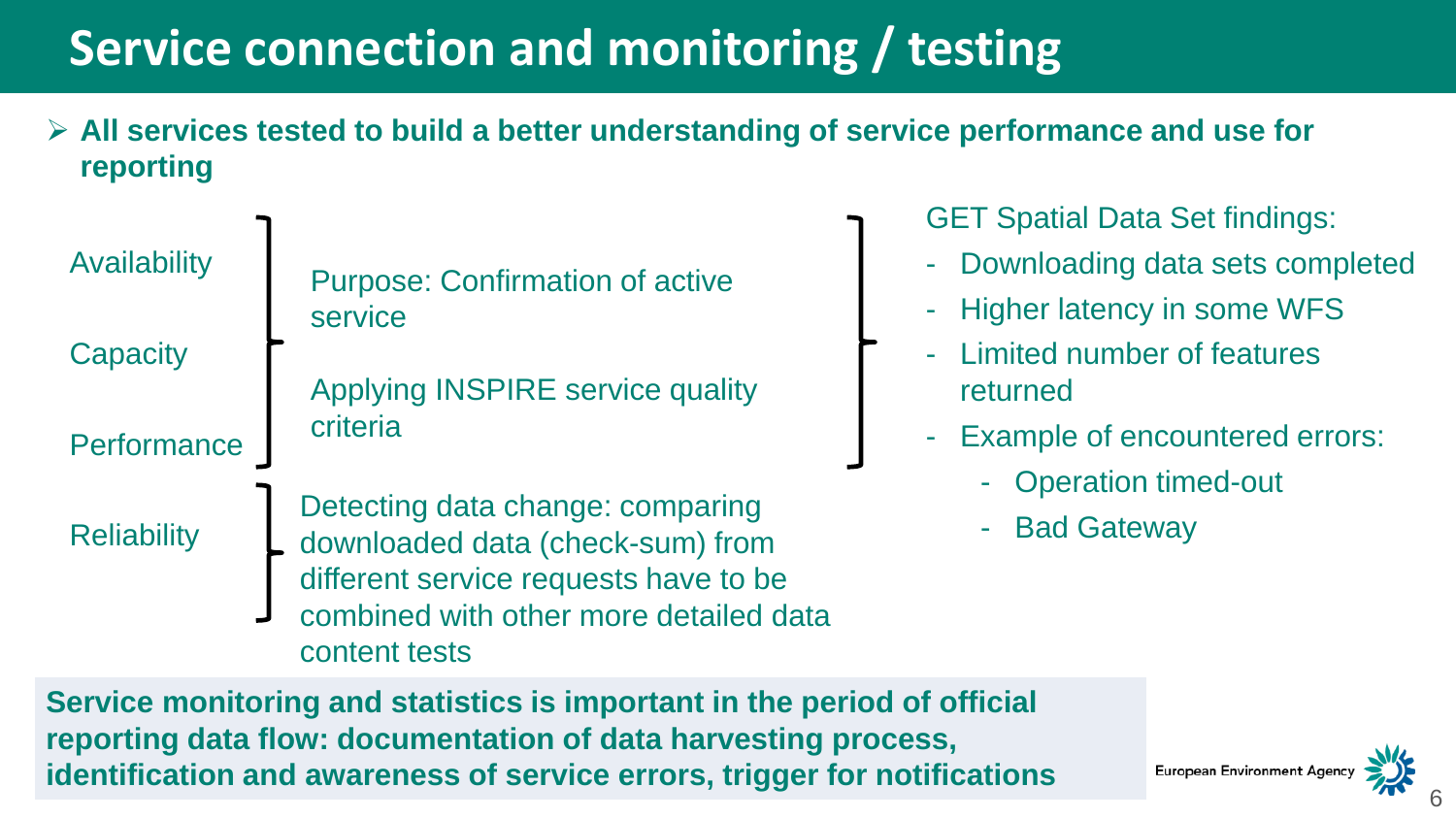# Service connection and monitoring / testing

- **All services tested to build a better understanding of service performance and use for reporting**

Availability

Capacity

Performance

Reliability

Purpose: Confirmation of active service

Applying INSPIRE service quality criteria

Detecting data change: comparing downloaded data (check-sum) from different service requests have to be combined with other more detailed data content tests

GET Spatial Data Set findings:

- Downloading data sets completed
- Higher latency in some WFS
- Limited number of features returned
- Example of encountered errors:
  - Operation timed-out
  - Bad Gateway

**Service monitoring and statistics is important in the period of official reporting data flow: documentation of data harvesting process, identification and awareness of service errors, trigger for notifications**

European Environment Agency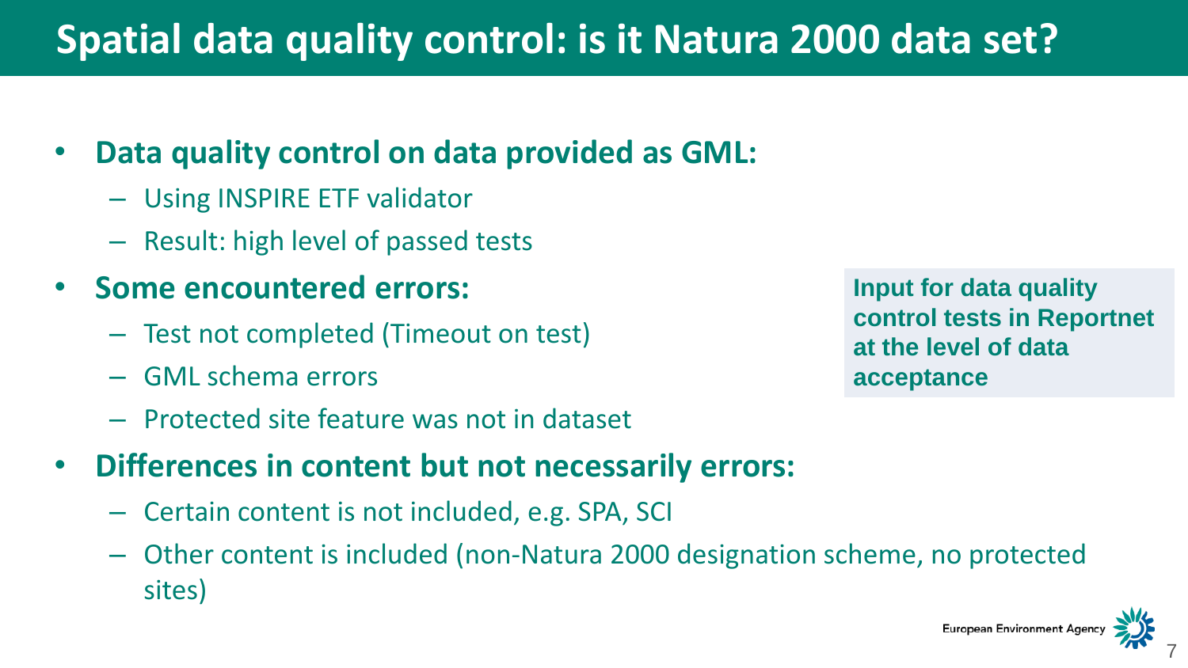# Spatial data quality control: is it Natura 2000 data set?

- **Data quality control on data provided as GML:**
  - Using INSPIRE ETF validator
  - Result: high level of passed tests
- **Some encountered errors:**
  - Test not completed (Timeout on test)
  - GML schema errors
  - Protected site feature was not in dataset
- **Differences in content but not necessarily errors:**
  - Certain content is not included, e.g. SPA, SCI
  - Other content is included (non-Natura 2000 designation scheme, no protected sites)

**Input for data quality control tests in Reportnet at the level of data acceptance**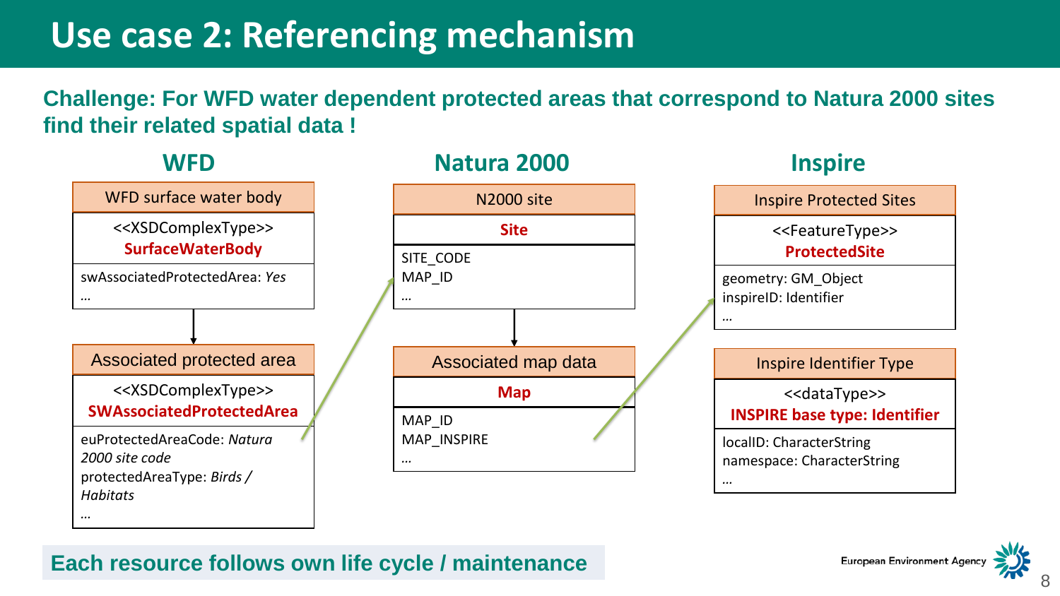# Use case 2: Referencing mechanism

**Challenge: For WFD water dependent protected areas that correspond to Natura 2000 sites find their related spatial data !**

## WFD

**WFD surface water body**

<<XSDComplexType>>
**SurfaceWaterBody**

swAssociatedProtectedArea: *Yes*
…

**Associated protected area**

<<XSDComplexType>>
**SWAssociatedProtectedArea**

euProtectedAreaCode: *Natura 2000 site code*
protectedAreaType: *Birds / Habitats*
…

## Natura 2000

**N2000 site**

**Site**

SITE_CODE
MAP_ID
…

**Associated map data**

**Map**

MAP_ID
MAP_INSPIRE
…

## Inspire

**Inspire Protected Sites**

<<FeatureType>>
**ProtectedSite**

geometry: GM_Object
inspireID: Identifier
…

**Inspire Identifier Type**

<<dataType>>
**INSPIRE base type: Identifier**

localID: CharacterString
namespace: CharacterString
…

**Each resource follows own life cycle / maintenance**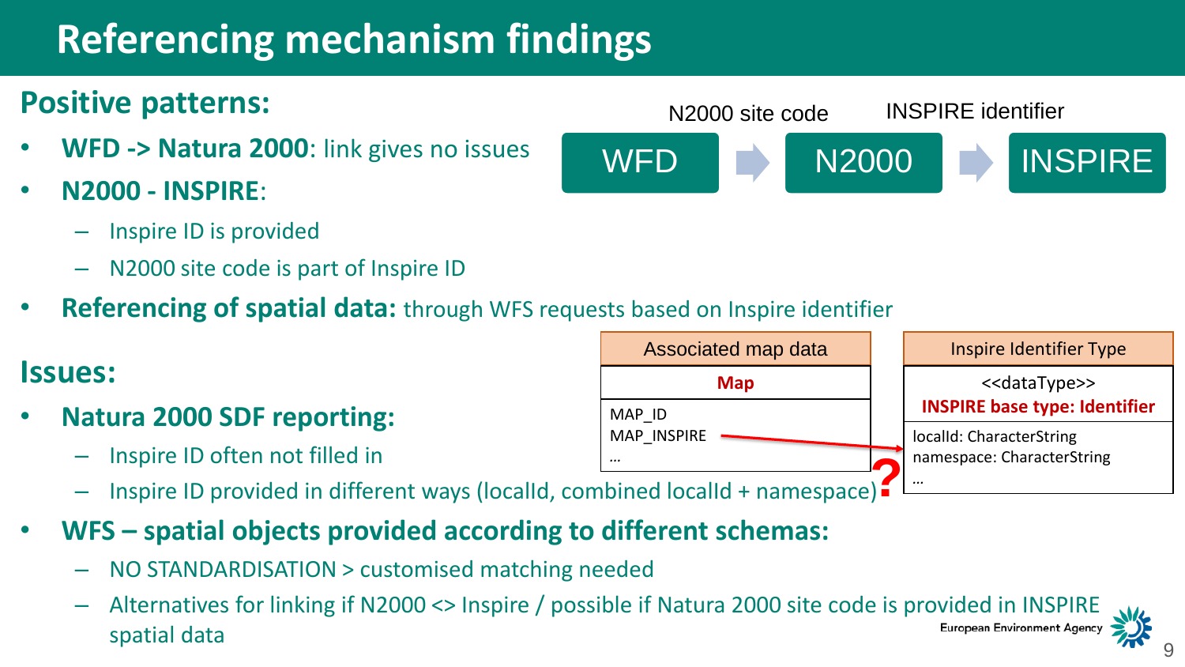# Referencing mechanism findings

## Positive patterns:

N2000 site code | INSPIRE identifier

WFD → N2000 → INSPIRE

- **WFD -> Natura 2000**: link gives no issues
- **N2000 - INSPIRE**:
  - Inspire ID is provided
  - N2000 site code is part of Inspire ID
- **Referencing of spatial data:** through WFS requests based on Inspire identifier

## Issues:

| Associated map data |
|---|
| **Map** |
| MAP_ID<br>MAP_INSPIRE<br>… |

| Inspire Identifier Type |
|---|
| <<dataType>><br>**INSPIRE base type: Identifier** |
| localId: CharacterString<br>namespace: CharacterString<br>… |

MAP_INSPIRE → localId ?

- **Natura 2000 SDF reporting:**
  - Inspire ID often not filled in
  - Inspire ID provided in different ways (localId, combined localId + namespace)
- **WFS – spatial objects provided according to different schemas:**
  - NO STANDARDISATION > customised matching needed
  - Alternatives for linking if N2000 <> Inspire / possible if Natura 2000 site code is provided in INSPIRE spatial data

European Environment Agency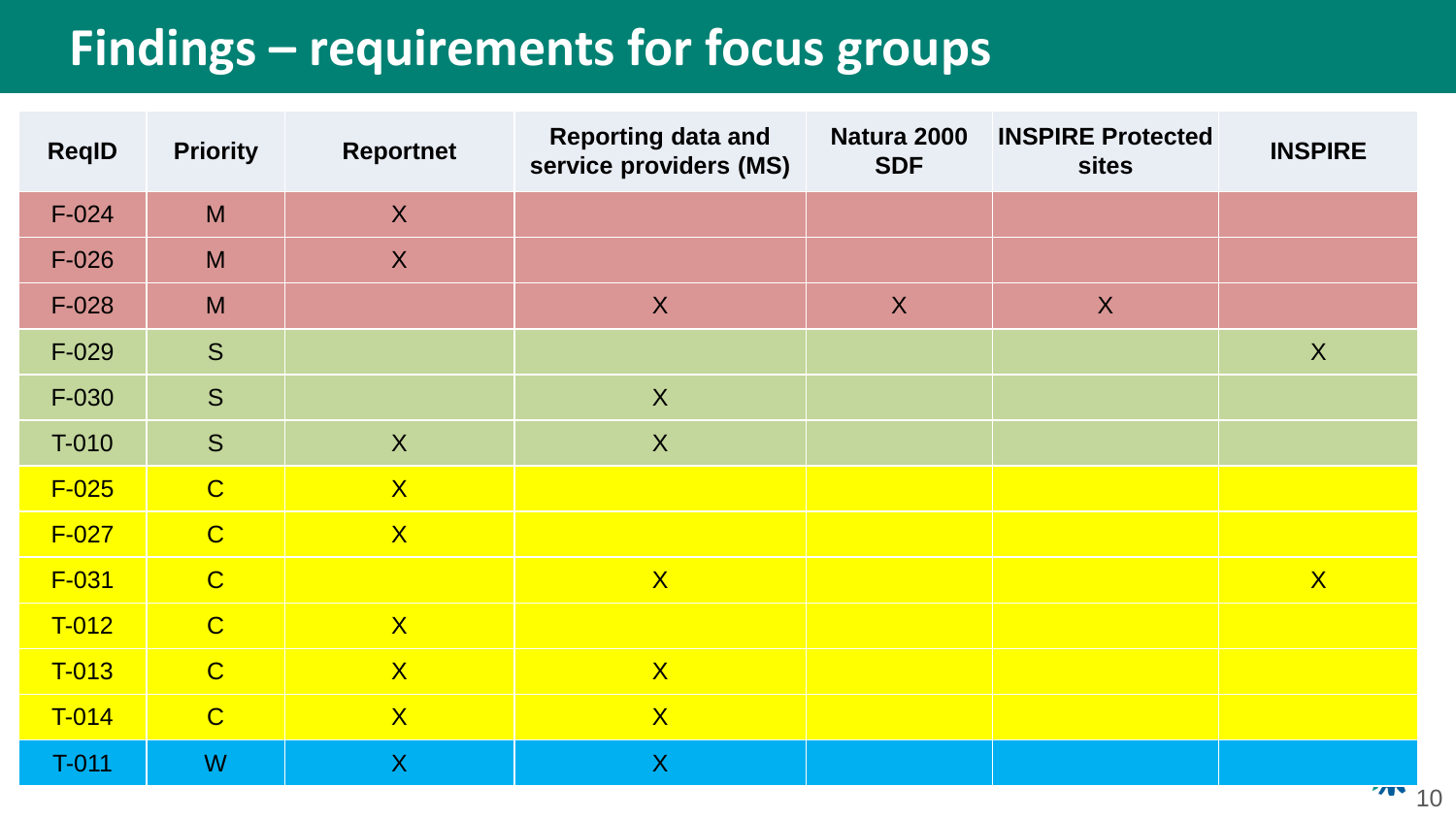# Findings – requirements for focus groups

| ReqID | Priority | Reportnet | Reporting data and service providers (MS) | Natura 2000 SDF | INSPIRE Protected sites | INSPIRE |
|---|---|---|---|---|---|---|
| F-024 | M | X | | | | |
| F-026 | M | X | | | | |
| F-028 | M | | X | X | X | |
| F-029 | S | | | | | X |
| F-030 | S | | X | | | |
| T-010 | S | X | X | | | |
| F-025 | C | X | | | | |
| F-027 | C | X | | | | |
| F-031 | C | | X | | | X |
| T-012 | C | X | | | | |
| T-013 | C | X | X | | | |
| T-014 | C | X | X | | | |
| T-011 | W | X | X | | | |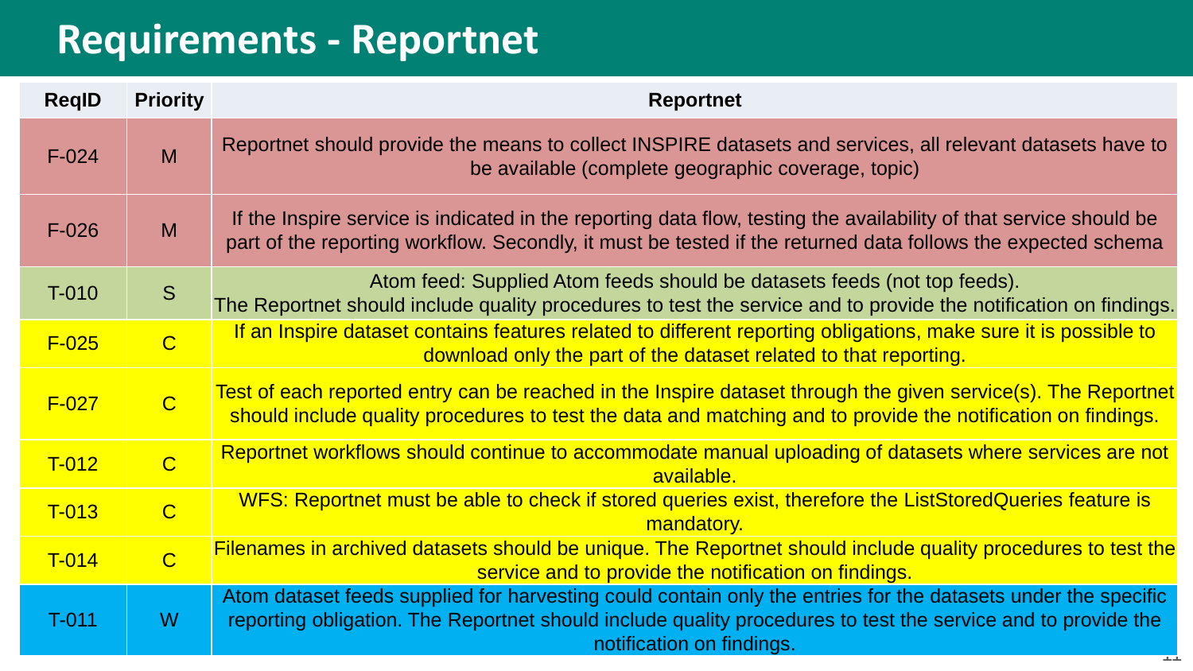# Requirements - Reportnet

| ReqID | Priority | Reportnet |
|---|---|---|
| F-024 | M | Reportnet should provide the means to collect INSPIRE datasets and services, all relevant datasets have to be available (complete geographic coverage, topic) |
| F-026 | M | If the Inspire service is indicated in the reporting data flow, testing the availability of that service should be part of the reporting workflow. Secondly, it must be tested if the returned data follows the expected schema |
| T-010 | S | Atom feed: Supplied Atom feeds should be datasets feeds (not top feeds). The Reportnet should include quality procedures to test the service and to provide the notification on findings. |
| F-025 | C | If an Inspire dataset contains features related to different reporting obligations, make sure it is possible to download only the part of the dataset related to that reporting. |
| F-027 | C | Test of each reported entry can be reached in the Inspire dataset through the given service(s). The Reportnet should include quality procedures to test the data and matching and to provide the notification on findings. |
| T-012 | C | Reportnet workflows should continue to accommodate manual uploading of datasets where services are not available. |
| T-013 | C | WFS: Reportnet must be able to check if stored queries exist, therefore the ListStoredQueries feature is mandatory. |
| T-014 | C | Filenames in archived datasets should be unique. The Reportnet should include quality procedures to test the service and to provide the notification on findings. |
| T-011 | W | Atom dataset feeds supplied for harvesting could contain only the entries for the datasets under the specific reporting obligation. The Reportnet should include quality procedures to test the service and to provide the notification on findings. |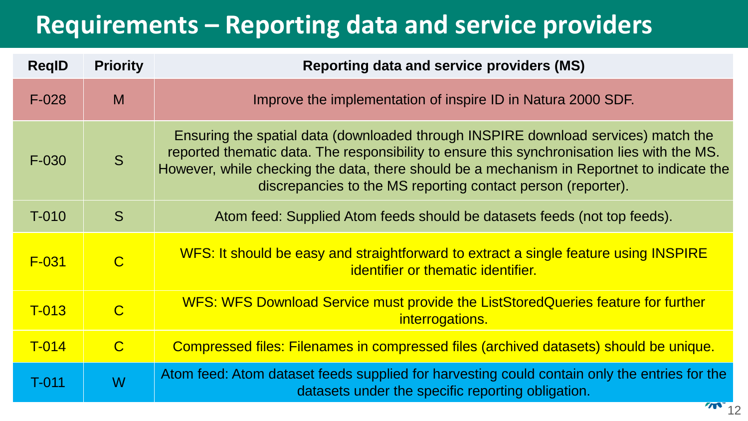# Requirements – Reporting data and service providers

| ReqID | Priority | Reporting data and service providers (MS) |
|---|---|---|
| F-028 | M | Improve the implementation of inspire ID in Natura 2000 SDF. |
| F-030 | S | Ensuring the spatial data (downloaded through INSPIRE download services) match the reported thematic data. The responsibility to ensure this synchronisation lies with the MS. However, while checking the data, there should be a mechanism in Reportnet to indicate the discrepancies to the MS reporting contact person (reporter). |
| T-010 | S | Atom feed: Supplied Atom feeds should be datasets feeds (not top feeds). |
| F-031 | C | WFS: It should be easy and straightforward to extract a single feature using INSPIRE identifier or thematic identifier. |
| T-013 | C | WFS: WFS Download Service must provide the ListStoredQueries feature for further interrogations. |
| T-014 | C | Compressed files: Filenames in compressed files (archived datasets) should be unique. |
| T-011 | W | Atom feed: Atom dataset feeds supplied for harvesting could contain only the entries for the datasets under the specific reporting obligation. |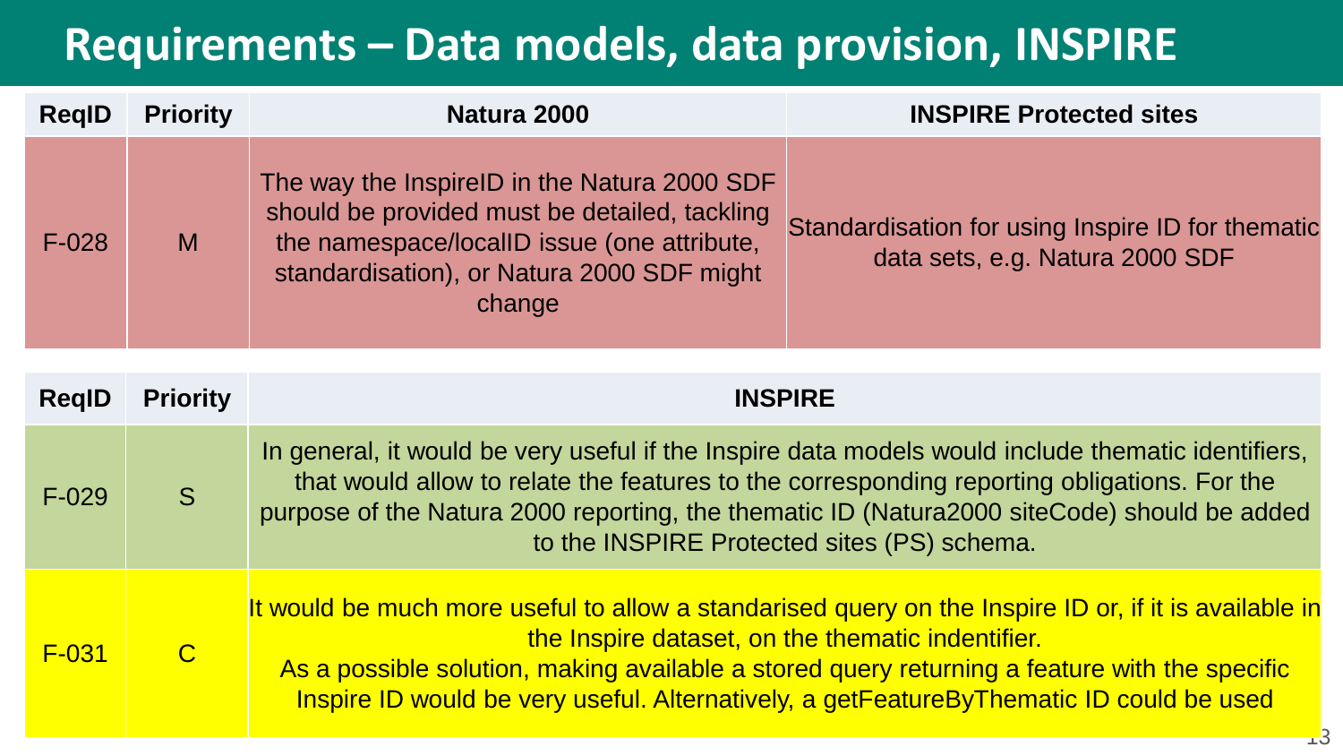# Requirements – Data models, data provision, INSPIRE

| ReqID | Priority | Natura 2000 | INSPIRE Protected sites |
| --- | --- | --- | --- |
| F-028 | M | The way the InspireID in the Natura 2000 SDF should be provided must be detailed, tackling the namespace/localID issue (one attribute, standardisation), or Natura 2000 SDF might change | Standardisation for using Inspire ID for thematic data sets, e.g. Natura 2000 SDF |

| ReqID | Priority | INSPIRE |
| --- | --- | --- |
| F-029 | S | In general, it would be very useful if the Inspire data models would include thematic identifiers, that would allow to relate the features to the corresponding reporting obligations. For the purpose of the Natura 2000 reporting, the thematic ID (Natura2000 siteCode) should be added to the INSPIRE Protected sites (PS) schema. |
| F-031 | C | It would be much more useful to allow a standarised query on the Inspire ID or, if it is available in the Inspire dataset, on the thematic indentifier. As a possible solution, making available a stored query returning a feature with the specific Inspire ID would be very useful. Alternatively, a getFeatureByThematic ID could be used |